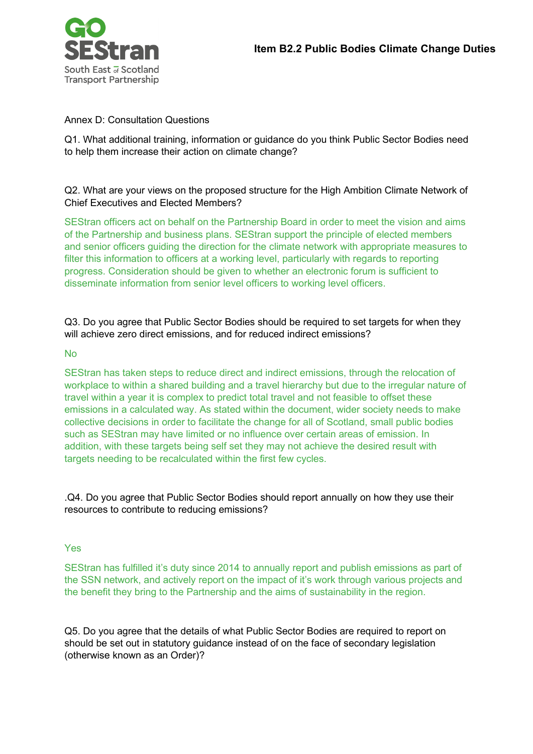**Item B2.2 Public Bodies Climate Change Duties**

Annex D: Consultation Questions

Q1. What additional training, information or guidance do you think Public Sector Bodies need to help them increase their action on climate change?

Q2. What are your views on the proposed structure for the High Ambition Climate Network of Chief Executives and Elected Members?

SEStran officers act on behalf on the Partnership Board in order to meet the vision and aims of the Partnership and business plans. SEStran support the principle of elected members and senior officers guiding the direction for the climate network with appropriate measures to filter this information to officers at a working level, particularly with regards to reporting progress. Consideration should be given to whether an electronic forum is sufficient to disseminate information from senior level officers to working level officers.

Q3. Do you agree that Public Sector Bodies should be required to set targets for when they will achieve zero direct emissions, and for reduced indirect emissions?

No

SEStran has taken steps to reduce direct and indirect emissions, through the relocation of workplace to within a shared building and a travel hierarchy but due to the irregular nature of travel within a year it is complex to predict total travel and not feasible to offset these emissions in a calculated way. As stated within the document, wider society needs to make collective decisions in order to facilitate the change for all of Scotland, small public bodies such as SEStran may have limited or no influence over certain areas of emission. In addition, with these targets being self set they may not achieve the desired result with targets needing to be recalculated within the first few cycles.

.Q4. Do you agree that Public Sector Bodies should report annually on how they use their resources to contribute to reducing emissions?

Yes

SEStran has fulfilled it's duty since 2014 to annually report and publish emissions as part of the SSN network, and actively report on the impact of it's work through various projects and the benefit they bring to the Partnership and the aims of sustainability in the region.

Q5. Do you agree that the details of what Public Sector Bodies are required to report on should be set out in statutory guidance instead of on the face of secondary legislation (otherwise known as an Order)?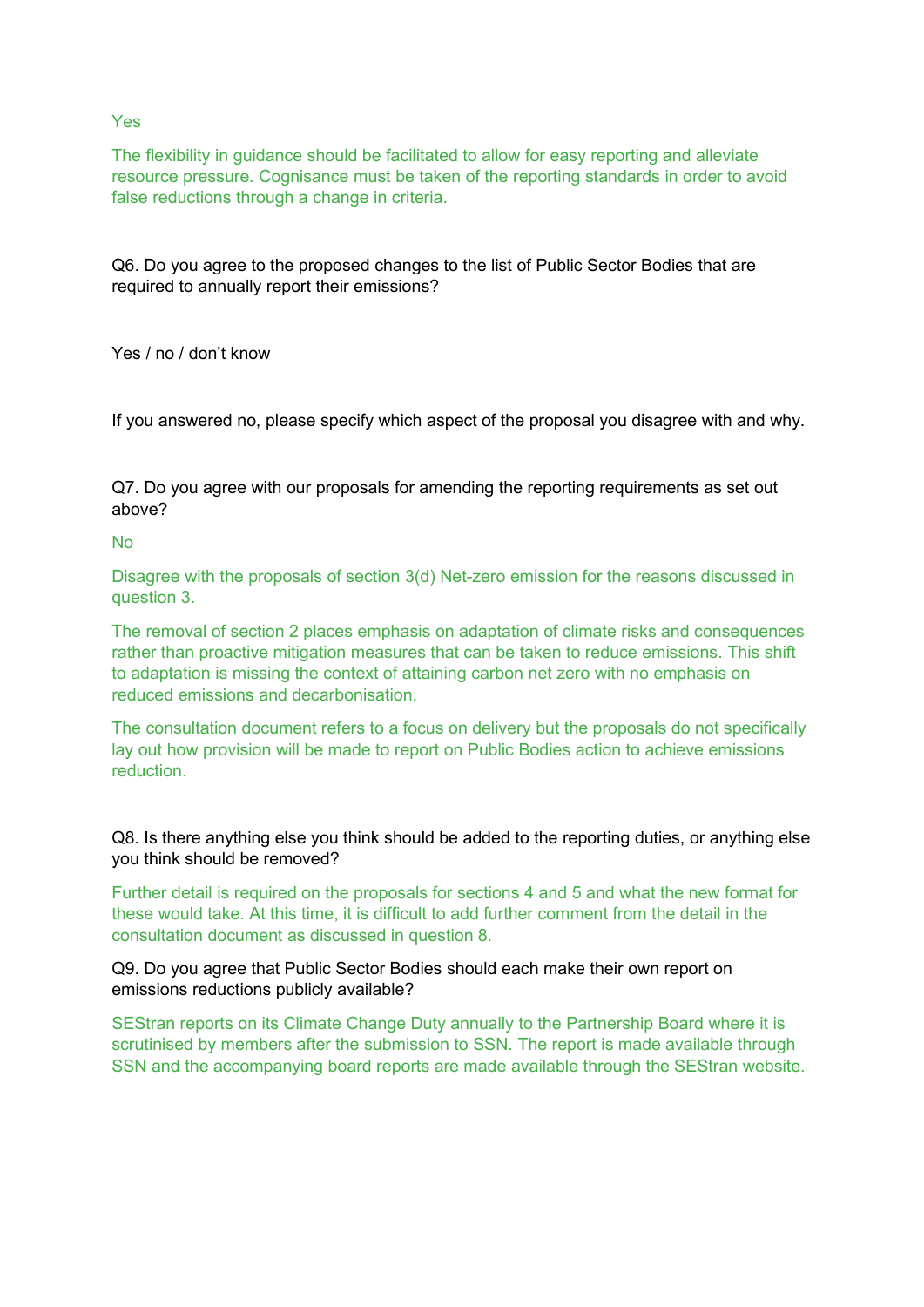Yes

The flexibility in guidance should be facilitated to allow for easy reporting and alleviate resource pressure. Cognisance must be taken of the reporting standards in order to avoid false reductions through a change in criteria.

Q6. Do you agree to the proposed changes to the list of Public Sector Bodies that are required to annually report their emissions?

Yes / no / don't know

If you answered no, please specify which aspect of the proposal you disagree with and why.

Q7. Do you agree with our proposals for amending the reporting requirements as set out above?

No

Disagree with the proposals of section 3(d) Net-zero emission for the reasons discussed in question 3.

The removal of section 2 places emphasis on adaptation of climate risks and consequences rather than proactive mitigation measures that can be taken to reduce emissions. This shift to adaptation is missing the context of attaining carbon net zero with no emphasis on reduced emissions and decarbonisation.

The consultation document refers to a focus on delivery but the proposals do not specifically lay out how provision will be made to report on Public Bodies action to achieve emissions reduction.

Q8. Is there anything else you think should be added to the reporting duties, or anything else you think should be removed?

Further detail is required on the proposals for sections 4 and 5 and what the new format for these would take. At this time, it is difficult to add further comment from the detail in the consultation document as discussed in question 8.

Q9. Do you agree that Public Sector Bodies should each make their own report on emissions reductions publicly available?

SEStran reports on its Climate Change Duty annually to the Partnership Board where it is scrutinised by members after the submission to SSN. The report is made available through SSN and the accompanying board reports are made available through the SEStran website.